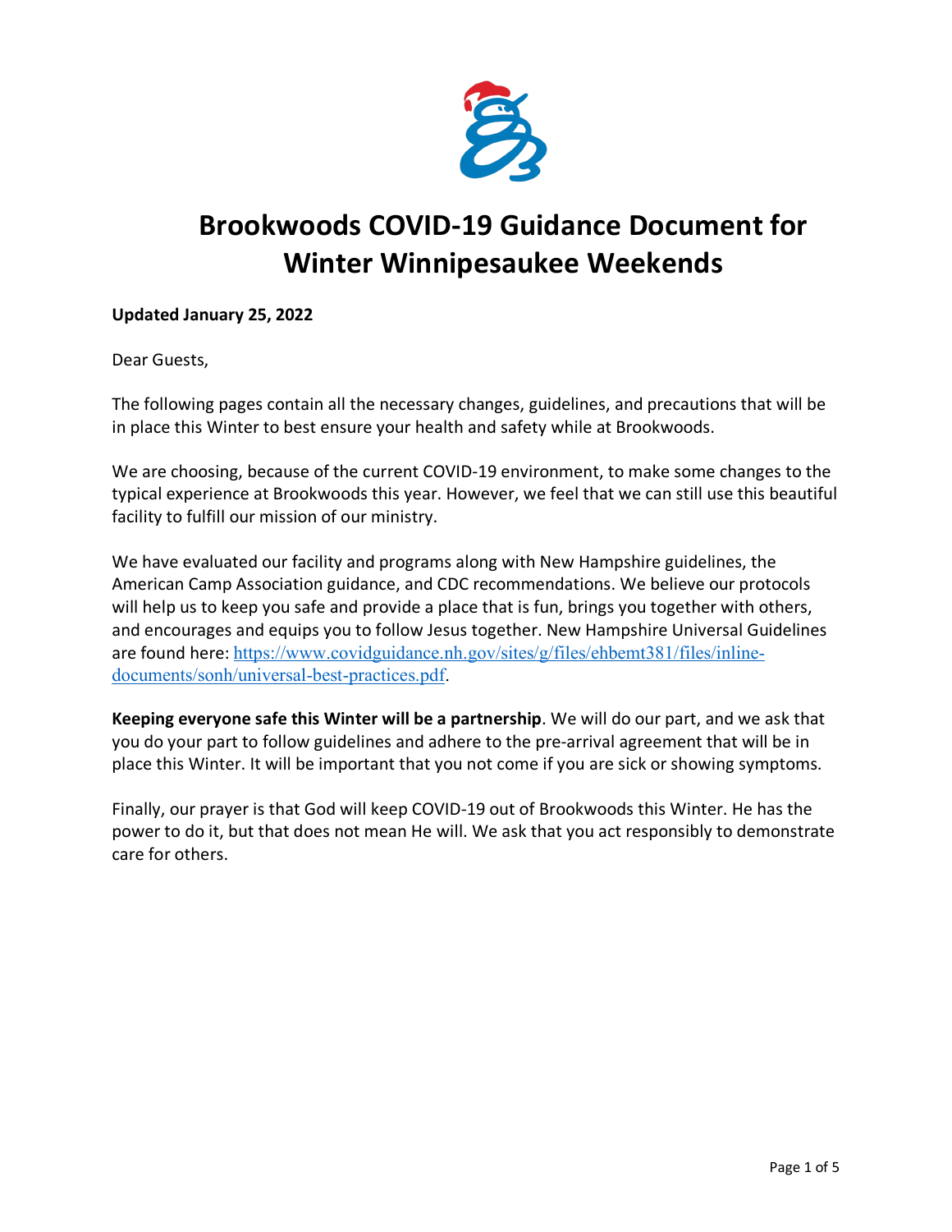# Brookwoods COVID-19 Guidance Document for Winter Winnipesaukee Weekends

**Updated January 25, 2022**

Dear Guests,

The following pages contain all the necessary changes, guidelines, and precautions that will be in place this Winter to best ensure your health and safety while at Brookwoods.

We are choosing, because of the current COVID-19 environment, to make some changes to the typical experience at Brookwoods this year. However, we feel that we can still use this beautiful facility to fulfill our mission of our ministry.

We have evaluated our facility and programs along with New Hampshire guidelines, the American Camp Association guidance, and CDC recommendations. We believe our protocols will help us to keep you safe and provide a place that is fun, brings you together with others, and encourages and equips you to follow Jesus together. New Hampshire Universal Guidelines are found here: https://www.covidguidance.nh.gov/sites/g/files/ehbemt381/files/inline-documents/sonh/universal-best-practices.pdf.

**Keeping everyone safe this Winter will be a partnership**. We will do our part, and we ask that you do your part to follow guidelines and adhere to the pre-arrival agreement that will be in place this Winter. It will be important that you not come if you are sick or showing symptoms.

Finally, our prayer is that God will keep COVID-19 out of Brookwoods this Winter. He has the power to do it, but that does not mean He will. We ask that you act responsibly to demonstrate care for others.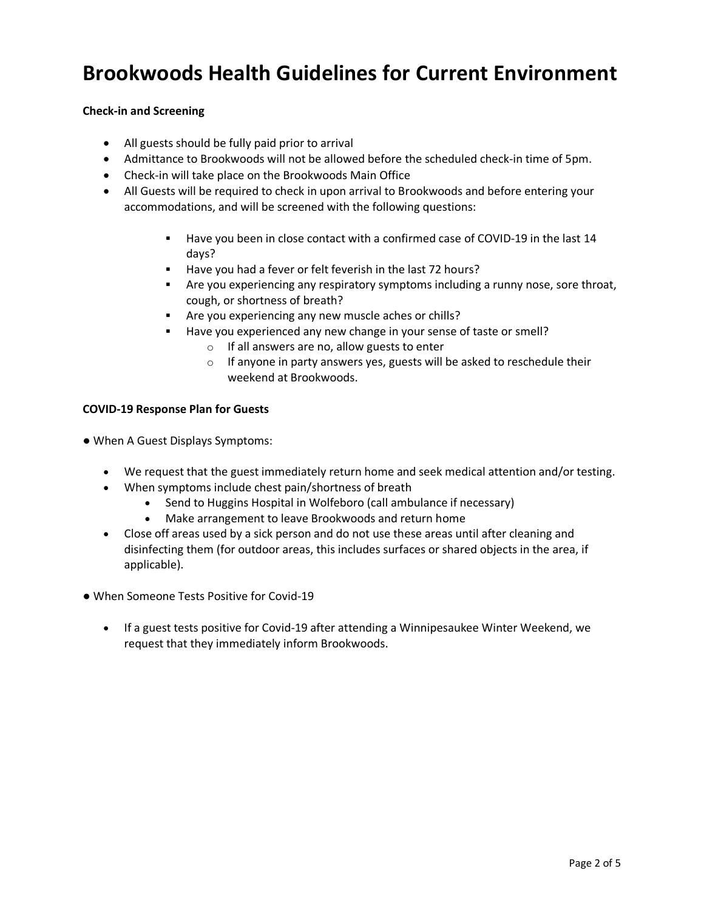# Brookwoods Health Guidelines for Current Environment

**Check-in and Screening**

- All guests should be fully paid prior to arrival
- Admittance to Brookwoods will not be allowed before the scheduled check-in time of 5pm.
- Check-in will take place on the Brookwoods Main Office
- All Guests will be required to check in upon arrival to Brookwoods and before entering your accommodations, and will be screened with the following questions:
  - Have you been in close contact with a confirmed case of COVID-19 in the last 14 days?
  - Have you had a fever or felt feverish in the last 72 hours?
  - Are you experiencing any respiratory symptoms including a runny nose, sore throat, cough, or shortness of breath?
  - Are you experiencing any new muscle aches or chills?
  - Have you experienced any new change in your sense of taste or smell?
    - If all answers are no, allow guests to enter
    - If anyone in party answers yes, guests will be asked to reschedule their weekend at Brookwoods.

**COVID-19 Response Plan for Guests**

● When A Guest Displays Symptoms:

- We request that the guest immediately return home and seek medical attention and/or testing.
- When symptoms include chest pain/shortness of breath
  - Send to Huggins Hospital in Wolfeboro (call ambulance if necessary)
  - Make arrangement to leave Brookwoods and return home
- Close off areas used by a sick person and do not use these areas until after cleaning and disinfecting them (for outdoor areas, this includes surfaces or shared objects in the area, if applicable).

● When Someone Tests Positive for Covid-19

- If a guest tests positive for Covid-19 after attending a Winnipesaukee Winter Weekend, we request that they immediately inform Brookwoods.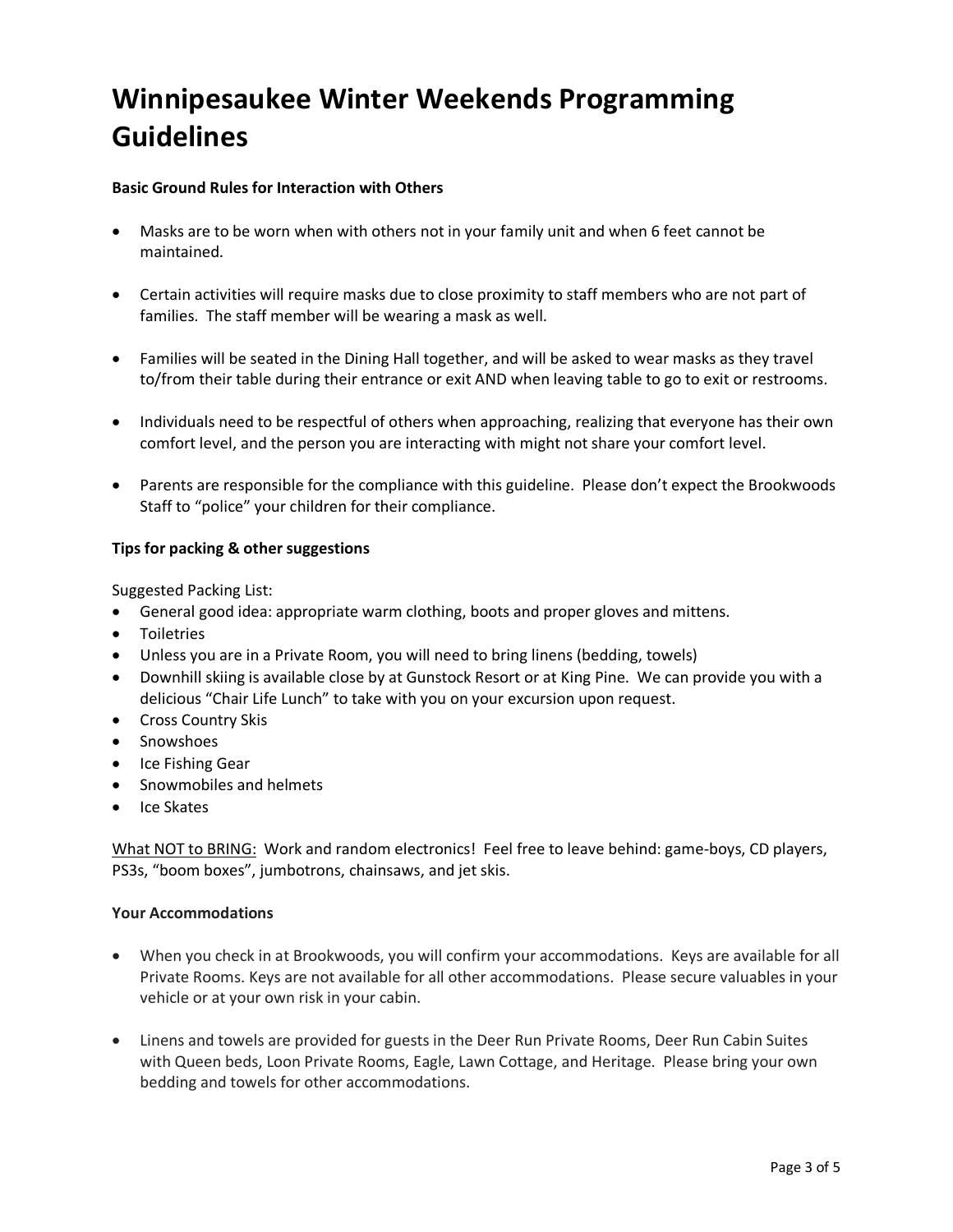# Winnipesaukee Winter Weekends Programming Guidelines

**Basic Ground Rules for Interaction with Others**

- Masks are to be worn when with others not in your family unit and when 6 feet cannot be maintained.
- Certain activities will require masks due to close proximity to staff members who are not part of families. The staff member will be wearing a mask as well.
- Families will be seated in the Dining Hall together, and will be asked to wear masks as they travel to/from their table during their entrance or exit AND when leaving table to go to exit or restrooms.
- Individuals need to be respectful of others when approaching, realizing that everyone has their own comfort level, and the person you are interacting with might not share your comfort level.
- Parents are responsible for the compliance with this guideline. Please don't expect the Brookwoods Staff to "police" your children for their compliance.

**Tips for packing & other suggestions**

Suggested Packing List:

- General good idea: appropriate warm clothing, boots and proper gloves and mittens.
- Toiletries
- Unless you are in a Private Room, you will need to bring linens (bedding, towels)
- Downhill skiing is available close by at Gunstock Resort or at King Pine. We can provide you with a delicious "Chair Life Lunch" to take with you on your excursion upon request.
- Cross Country Skis
- Snowshoes
- Ice Fishing Gear
- Snowmobiles and helmets
- Ice Skates

<u>What NOT to BRING:</u> Work and random electronics! Feel free to leave behind: game-boys, CD players, PS3s, "boom boxes", jumbotrons, chainsaws, and jet skis.

**Your Accommodations**

- When you check in at Brookwoods, you will confirm your accommodations. Keys are available for all Private Rooms. Keys are not available for all other accommodations. Please secure valuables in your vehicle or at your own risk in your cabin.
- Linens and towels are provided for guests in the Deer Run Private Rooms, Deer Run Cabin Suites with Queen beds, Loon Private Rooms, Eagle, Lawn Cottage, and Heritage. Please bring your own bedding and towels for other accommodations.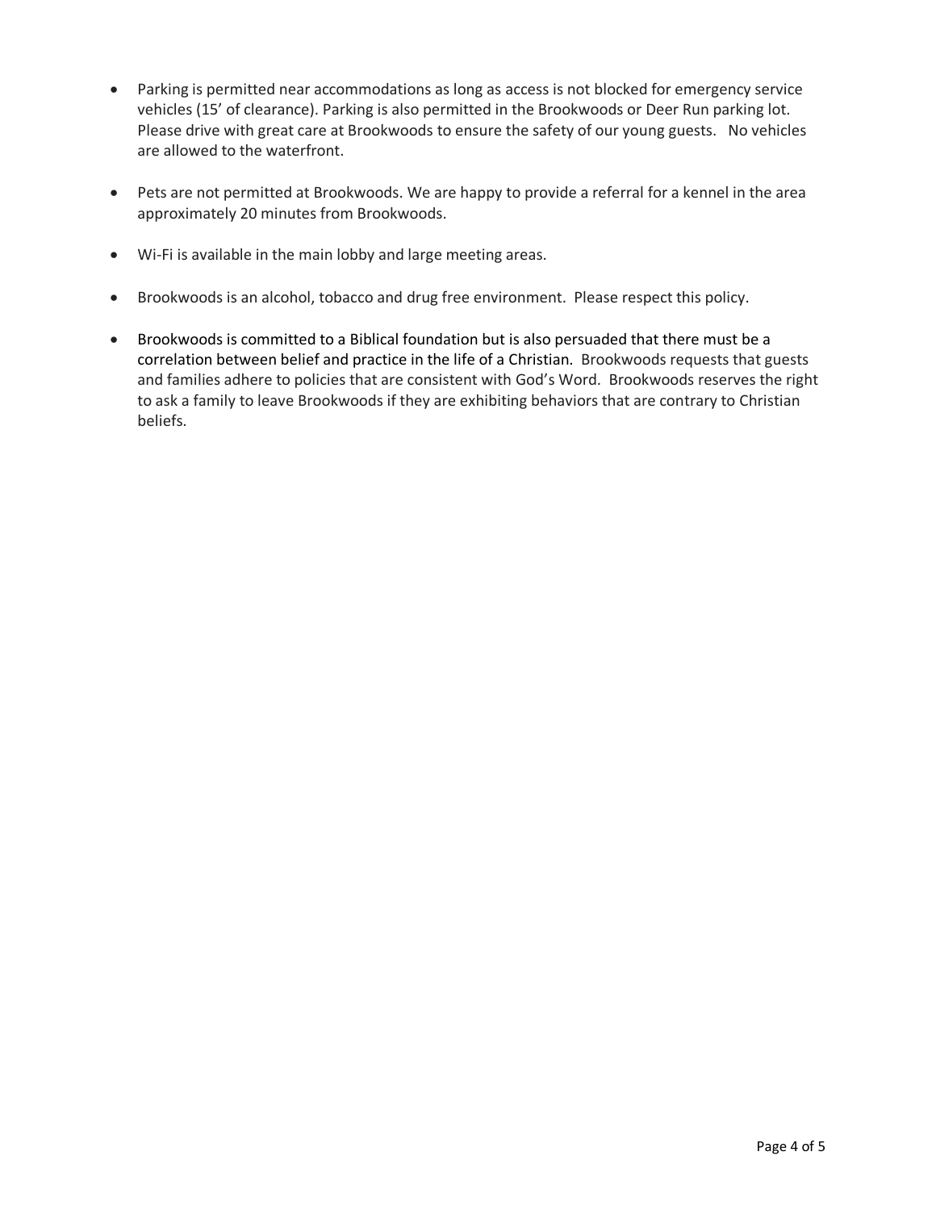- Parking is permitted near accommodations as long as access is not blocked for emergency service vehicles (15' of clearance). Parking is also permitted in the Brookwoods or Deer Run parking lot. Please drive with great care at Brookwoods to ensure the safety of our young guests. No vehicles are allowed to the waterfront.

- Pets are not permitted at Brookwoods. We are happy to provide a referral for a kennel in the area approximately 20 minutes from Brookwoods.

- Wi-Fi is available in the main lobby and large meeting areas.

- Brookwoods is an alcohol, tobacco and drug free environment. Please respect this policy.

- Brookwoods is committed to a Biblical foundation but is also persuaded that there must be a correlation between belief and practice in the life of a Christian. Brookwoods requests that guests and families adhere to policies that are consistent with God's Word. Brookwoods reserves the right to ask a family to leave Brookwoods if they are exhibiting behaviors that are contrary to Christian beliefs.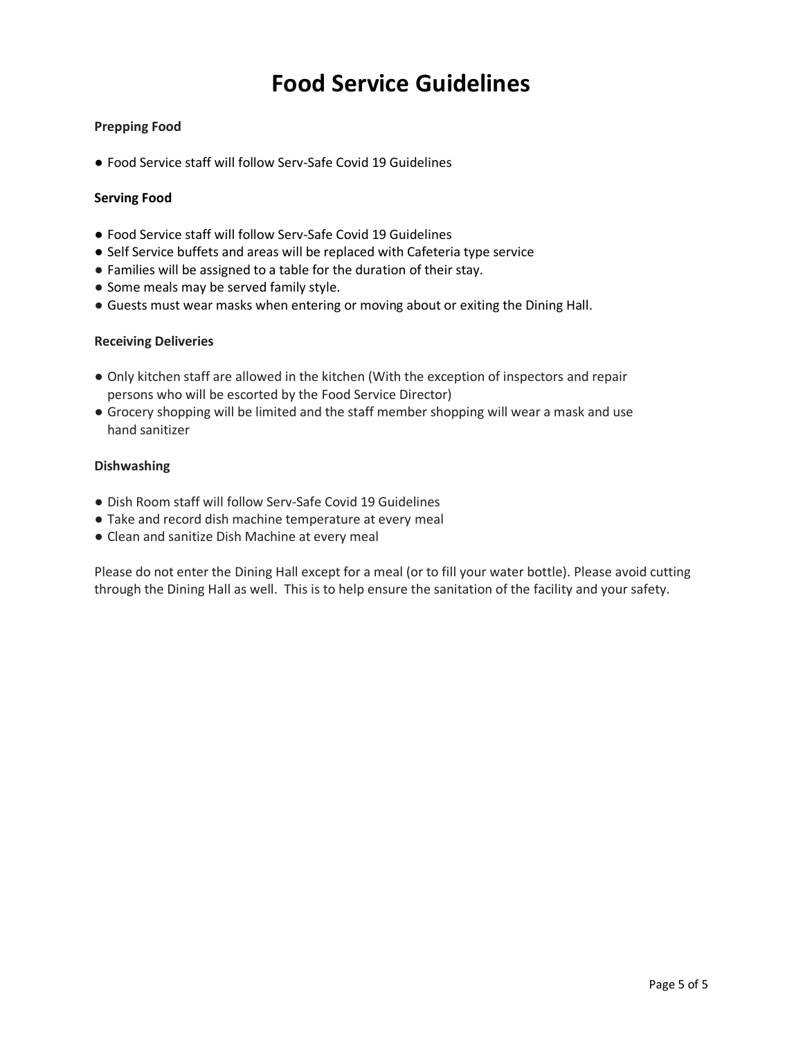# Food Service Guidelines

**Prepping Food**

- Food Service staff will follow Serv-Safe Covid 19 Guidelines

**Serving Food**

- Food Service staff will follow Serv-Safe Covid 19 Guidelines
- Self Service buffets and areas will be replaced with Cafeteria type service
- Families will be assigned to a table for the duration of their stay.
- Some meals may be served family style.
- Guests must wear masks when entering or moving about or exiting the Dining Hall.

**Receiving Deliveries**

- Only kitchen staff are allowed in the kitchen (With the exception of inspectors and repair persons who will be escorted by the Food Service Director)
- Grocery shopping will be limited and the staff member shopping will wear a mask and use hand sanitizer

**Dishwashing**

- Dish Room staff will follow Serv-Safe Covid 19 Guidelines
- Take and record dish machine temperature at every meal
- Clean and sanitize Dish Machine at every meal

Please do not enter the Dining Hall except for a meal (or to fill your water bottle). Please avoid cutting through the Dining Hall as well. This is to help ensure the sanitation of the facility and your safety.